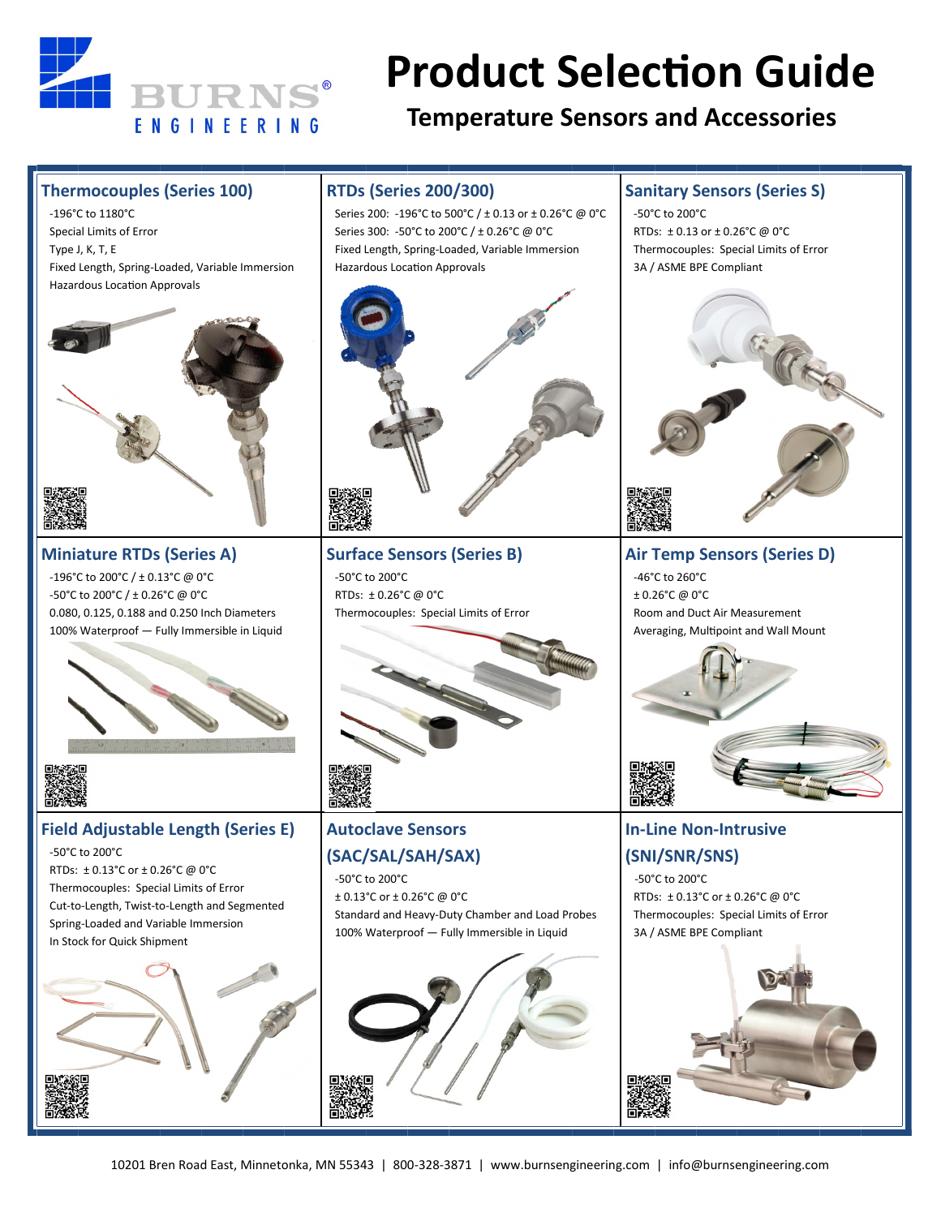# Product Selection Guide

## Temperature Sensors and Accessories

BURNS ENGINEERING

### Thermocouples (Series 100)

- -196°C to 1180°C
- Special Limits of Error
- Type J, K, T, E
- Fixed Length, Spring-Loaded, Variable Immersion
- Hazardous Location Approvals

### RTDs (Series 200/300)

- Series 200: -196°C to 500°C / ± 0.13 or ± 0.26°C @ 0°C
- Series 300: -50°C to 200°C / ± 0.26°C @ 0°C
- Fixed Length, Spring-Loaded, Variable Immersion
- Hazardous Location Approvals

### Sanitary Sensors (Series S)

- -50°C to 200°C
- RTDs: ± 0.13 or ± 0.26°C @ 0°C
- Thermocouples: Special Limits of Error
- 3A / ASME BPE Compliant

### Miniature RTDs (Series A)

- -196°C to 200°C / ± 0.13°C @ 0°C
- -50°C to 200°C / ± 0.26°C @ 0°C
- 0.080, 0.125, 0.188 and 0.250 Inch Diameters
- 100% Waterproof — Fully Immersible in Liquid

### Surface Sensors (Series B)

- -50°C to 200°C
- RTDs: ± 0.26°C @ 0°C
- Thermocouples: Special Limits of Error

### Air Temp Sensors (Series D)

- -46°C to 260°C
- ± 0.26°C @ 0°C
- Room and Duct Air Measurement
- Averaging, Multipoint and Wall Mount

### Field Adjustable Length (Series E)

- -50°C to 200°C
- RTDs: ± 0.13°C or ± 0.26°C @ 0°C
- Thermocouples: Special Limits of Error
- Cut-to-Length, Twist-to-Length and Segmented
- Spring-Loaded and Variable Immersion
- In Stock for Quick Shipment

### Autoclave Sensors (SAC/SAL/SAH/SAX)

- -50°C to 200°C
- ± 0.13°C or ± 0.26°C @ 0°C
- Standard and Heavy-Duty Chamber and Load Probes
- 100% Waterproof — Fully Immersible in Liquid

### In-Line Non-Intrusive (SNI/SNR/SNS)

- -50°C to 200°C
- RTDs: ± 0.13°C or ± 0.26°C @ 0°C
- Thermocouples: Special Limits of Error
- 3A / ASME BPE Compliant

10201 Bren Road East, Minnetonka, MN 55343 | 800-328-3871 | www.burnsengineering.com | info@burnsengineering.com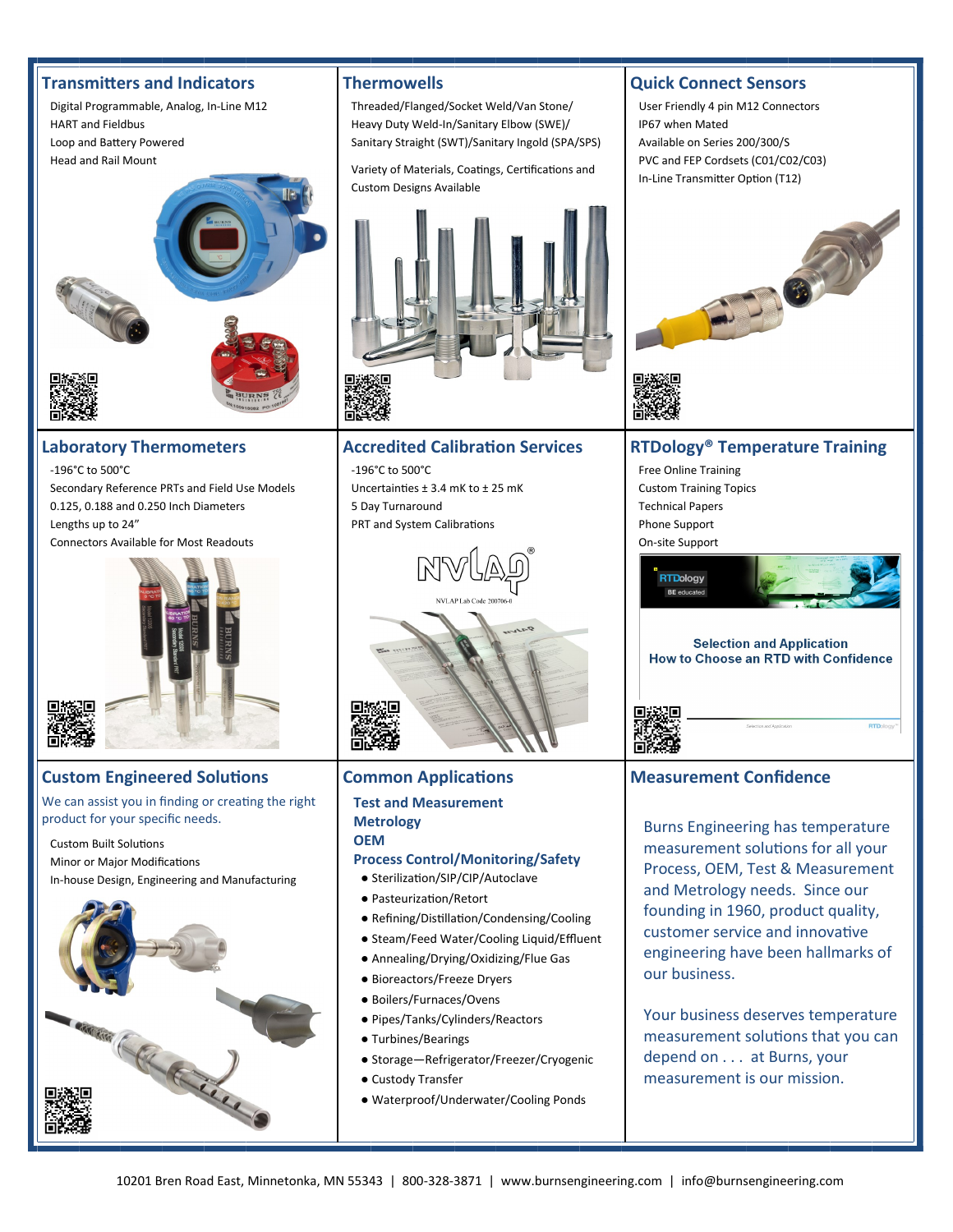## Transmitters and Indicators

Digital Programmable, Analog, In-Line M12
HART and Fieldbus
Loop and Battery Powered
Head and Rail Mount

## Thermowells

Threaded/Flanged/Socket Weld/Van Stone/
Heavy Duty Weld-In/Sanitary Elbow (SWE)/
Sanitary Straight (SWT)/Sanitary Ingold (SPA/SPS)

Variety of Materials, Coatings, Certifications and Custom Designs Available

## Quick Connect Sensors

User Friendly 4 pin M12 Connectors
IP67 when Mated
Available on Series 200/300/S
PVC and FEP Cordsets (C01/C02/C03)
In-Line Transmitter Option (T12)

## Laboratory Thermometers

-196°C to 500°C
Secondary Reference PRTs and Field Use Models
0.125, 0.188 and 0.250 Inch Diameters
Lengths up to 24"
Connectors Available for Most Readouts

## Accredited Calibration Services

-196°C to 500°C
Uncertainties ± 3.4 mK to ± 25 mK
5 Day Turnaround
PRT and System Calibrations

NVLAP Lab Code 200706-0

## RTDology® Temperature Training

Free Online Training
Custom Training Topics
Technical Papers
Phone Support
On-site Support

RTDology
BE educated

Selection and Application
How to Choose an RTD with Confidence

## Custom Engineered Solutions

We can assist you in finding or creating the right product for your specific needs.

Custom Built Solutions
Minor or Major Modifications
In-house Design, Engineering and Manufacturing

## Common Applications

**Test and Measurement**
**Metrology**
**OEM**
**Process Control/Monitoring/Safety**

- Sterilization/SIP/CIP/Autoclave
- Pasteurization/Retort
- Refining/Distillation/Condensing/Cooling
- Steam/Feed Water/Cooling Liquid/Effluent
- Annealing/Drying/Oxidizing/Flue Gas
- Bioreactors/Freeze Dryers
- Boilers/Furnaces/Ovens
- Pipes/Tanks/Cylinders/Reactors
- Turbines/Bearings
- Storage—Refrigerator/Freezer/Cryogenic
- Custody Transfer
- Waterproof/Underwater/Cooling Ponds

## Measurement Confidence

Burns Engineering has temperature measurement solutions for all your Process, OEM, Test & Measurement and Metrology needs. Since our founding in 1960, product quality, customer service and innovative engineering have been hallmarks of our business.

Your business deserves temperature measurement solutions that you can depend on . . . at Burns, your measurement is our mission.

10201 Bren Road East, Minnetonka, MN 55343 | 800-328-3871 | www.burnsengineering.com | info@burnsengineering.com